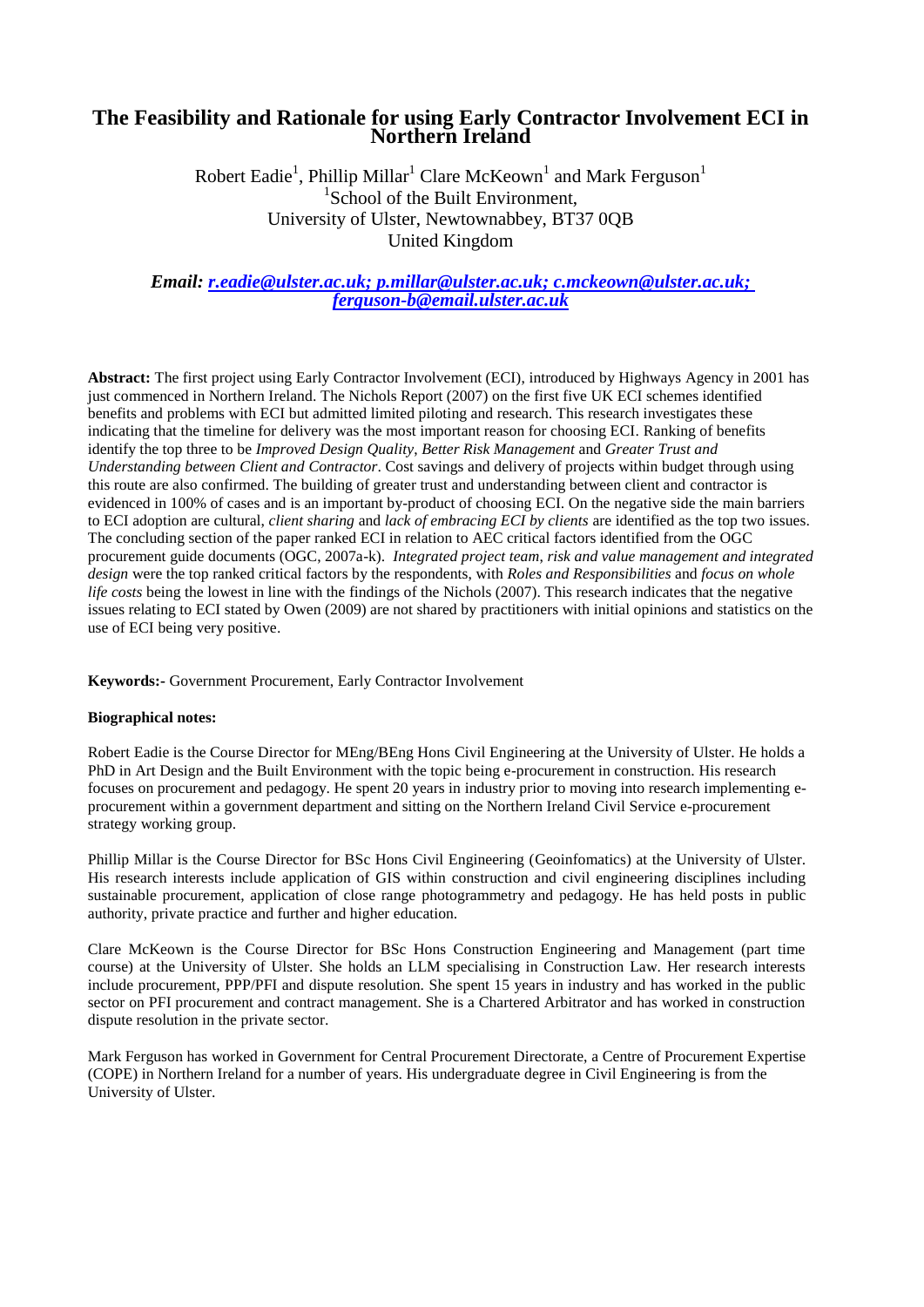# The Feasibility and Rationale for using Early Contractor Involvement ECI in Northern Ireland

Robert Eadie[1], Phillip Millar[1] Clare McKeown[1] and Mark Ferguson[1]

[1]School of the Built Environment,
University of Ulster, Newtownabbey, BT37 0QB
United Kingdom

***Email: r.eadie@ulster.ac.uk; p.millar@ulster.ac.uk; c.mckeown@ulster.ac.uk; ferguson-b@email.ulster.ac.uk***

**Abstract:** The first project using Early Contractor Involvement (ECI), introduced by Highways Agency in 2001 has just commenced in Northern Ireland. The Nichols Report (2007) on the first five UK ECI schemes identified benefits and problems with ECI but admitted limited piloting and research. This research investigates these indicating that the timeline for delivery was the most important reason for choosing ECI. Ranking of benefits identify the top three to be *Improved Design Quality*, *Better Risk Management* and *Greater Trust and Understanding between Client and Contractor*. Cost savings and delivery of projects within budget through using this route are also confirmed. The building of greater trust and understanding between client and contractor is evidenced in 100% of cases and is an important by-product of choosing ECI. On the negative side the main barriers to ECI adoption are cultural, *client sharing* and *lack of embracing ECI by clients* are identified as the top two issues. The concluding section of the paper ranked ECI in relation to AEC critical factors identified from the OGC procurement guide documents (OGC, 2007a-k). *Integrated project team, risk and value management and integrated design* were the top ranked critical factors by the respondents, with *Roles and Responsibilities* and *focus on whole life costs* being the lowest in line with the findings of the Nichols (2007). This research indicates that the negative issues relating to ECI stated by Owen (2009) are not shared by practitioners with initial opinions and statistics on the use of ECI being very positive.

**Keywords:-** Government Procurement, Early Contractor Involvement

**Biographical notes:**

Robert Eadie is the Course Director for MEng/BEng Hons Civil Engineering at the University of Ulster. He holds a PhD in Art Design and the Built Environment with the topic being e-procurement in construction. His research focuses on procurement and pedagogy. He spent 20 years in industry prior to moving into research implementing e-procurement within a government department and sitting on the Northern Ireland Civil Service e-procurement strategy working group.

Phillip Millar is the Course Director for BSc Hons Civil Engineering (Geoinfomatics) at the University of Ulster. His research interests include application of GIS within construction and civil engineering disciplines including sustainable procurement, application of close range photogrammetry and pedagogy. He has held posts in public authority, private practice and further and higher education.

Clare McKeown is the Course Director for BSc Hons Construction Engineering and Management (part time course) at the University of Ulster. She holds an LLM specialising in Construction Law. Her research interests include procurement, PPP/PFI and dispute resolution. She spent 15 years in industry and has worked in the public sector on PFI procurement and contract management. She is a Chartered Arbitrator and has worked in construction dispute resolution in the private sector.

Mark Ferguson has worked in Government for Central Procurement Directorate, a Centre of Procurement Expertise (COPE) in Northern Ireland for a number of years. His undergraduate degree in Civil Engineering is from the University of Ulster.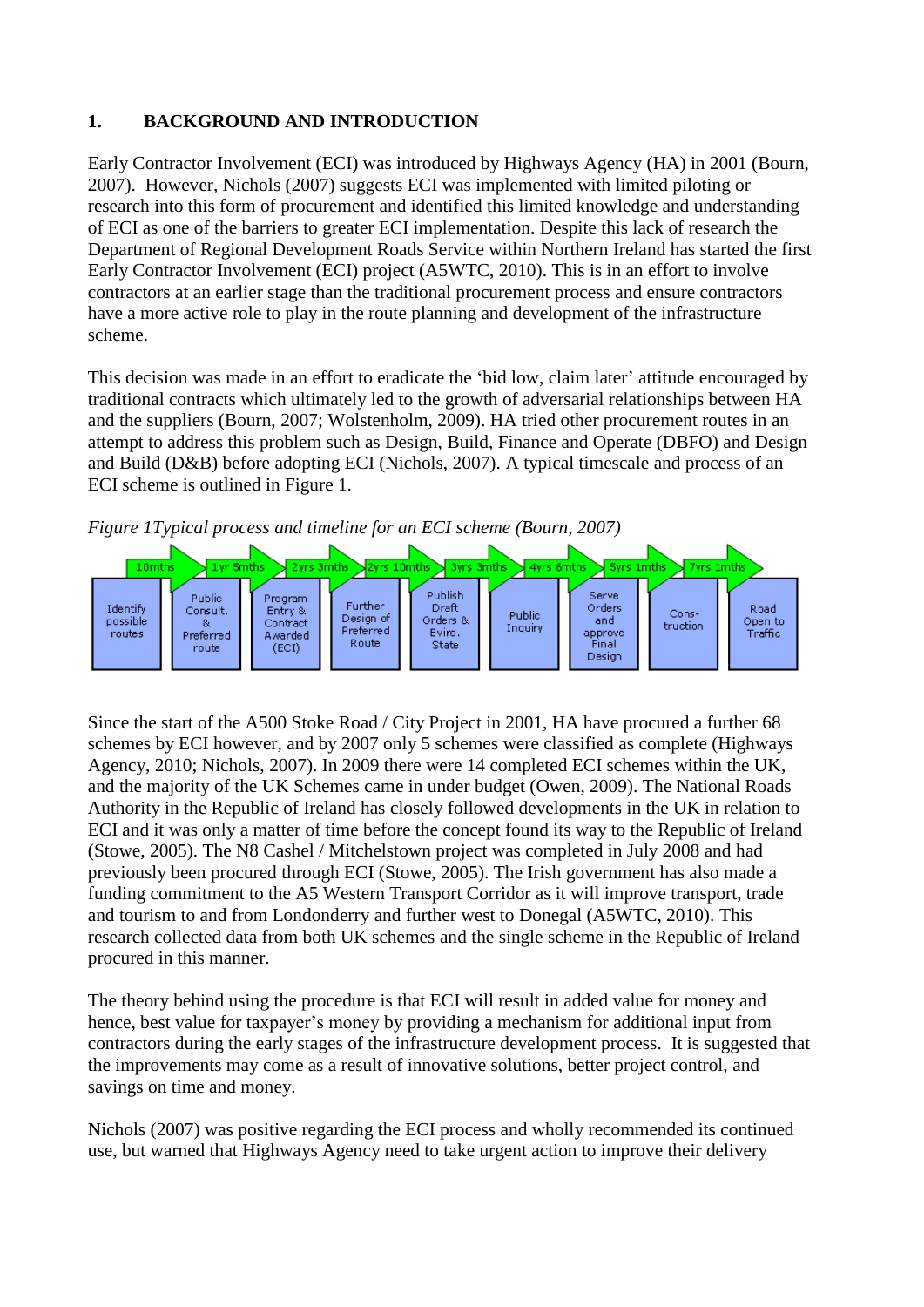## 1. BACKGROUND AND INTRODUCTION

Early Contractor Involvement (ECI) was introduced by Highways Agency (HA) in 2001 (Bourn, 2007). However, Nichols (2007) suggests ECI was implemented with limited piloting or research into this form of procurement and identified this limited knowledge and understanding of ECI as one of the barriers to greater ECI implementation. Despite this lack of research the Department of Regional Development Roads Service within Northern Ireland has started the first Early Contractor Involvement (ECI) project (A5WTC, 2010). This is in an effort to involve contractors at an earlier stage than the traditional procurement process and ensure contractors have a more active role to play in the route planning and development of the infrastructure scheme.

This decision was made in an effort to eradicate the 'bid low, claim later' attitude encouraged by traditional contracts which ultimately led to the growth of adversarial relationships between HA and the suppliers (Bourn, 2007; Wolstenholm, 2009). HA tried other procurement routes in an attempt to address this problem such as Design, Build, Finance and Operate (DBFO) and Design and Build (D&B) before adopting ECI (Nichols, 2007). A typical timescale and process of an ECI scheme is outlined in Figure 1.

*Figure 1Typical process and timeline for an ECI scheme (Bourn, 2007)*

| Identify possible routes | Public Consult. & Preferred route | Program Entry & Contract Awarded (ECI) | Further Design of Preferred Route | Publish Draft Orders & Eviro. State | Public Inquiry | Serve Orders and approve Final Design | Cons-truction | Road Open to Traffic |
|---|---|---|---|---|---|---|---|---|
| | 10mths | 1yr 5mths | 2yrs 3mths | 2yrs 10mths | 3yrs 3mths | 4yrs 6mths | 5yrs 1mths | 7yrs 1mths |

Since the start of the A500 Stoke Road / City Project in 2001, HA have procured a further 68 schemes by ECI however, and by 2007 only 5 schemes were classified as complete (Highways Agency, 2010; Nichols, 2007). In 2009 there were 14 completed ECI schemes within the UK, and the majority of the UK Schemes came in under budget (Owen, 2009). The National Roads Authority in the Republic of Ireland has closely followed developments in the UK in relation to ECI and it was only a matter of time before the concept found its way to the Republic of Ireland (Stowe, 2005). The N8 Cashel / Mitchelstown project was completed in July 2008 and had previously been procured through ECI (Stowe, 2005). The Irish government has also made a funding commitment to the A5 Western Transport Corridor as it will improve transport, trade and tourism to and from Londonderry and further west to Donegal (A5WTC, 2010). This research collected data from both UK schemes and the single scheme in the Republic of Ireland procured in this manner.

The theory behind using the procedure is that ECI will result in added value for money and hence, best value for taxpayer's money by providing a mechanism for additional input from contractors during the early stages of the infrastructure development process. It is suggested that the improvements may come as a result of innovative solutions, better project control, and savings on time and money.

Nichols (2007) was positive regarding the ECI process and wholly recommended its continued use, but warned that Highways Agency need to take urgent action to improve their delivery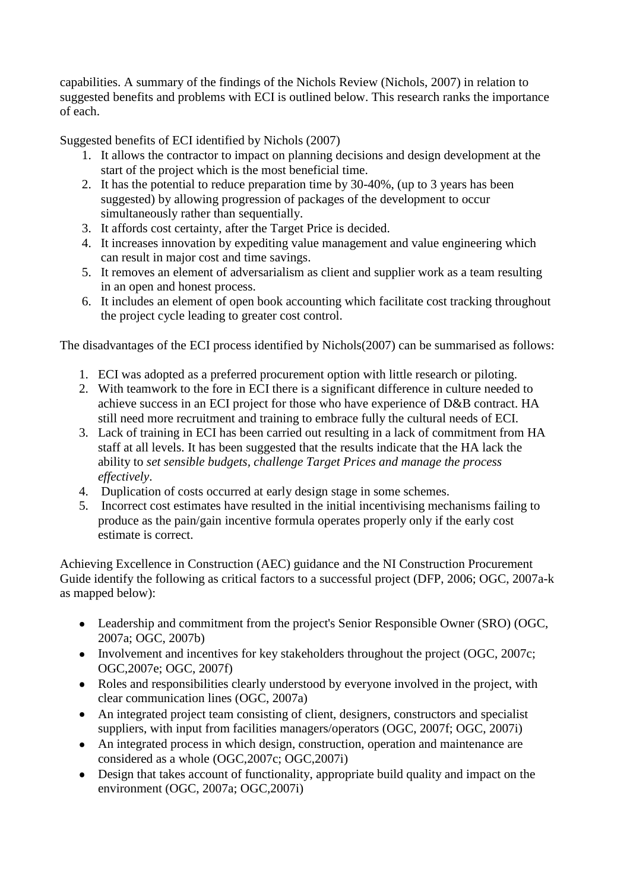capabilities. A summary of the findings of the Nichols Review (Nichols, 2007) in relation to suggested benefits and problems with ECI is outlined below. This research ranks the importance of each.

Suggested benefits of ECI identified by Nichols (2007)

1. It allows the contractor to impact on planning decisions and design development at the start of the project which is the most beneficial time.
2. It has the potential to reduce preparation time by 30-40%, (up to 3 years has been suggested) by allowing progression of packages of the development to occur simultaneously rather than sequentially.
3. It affords cost certainty, after the Target Price is decided.
4. It increases innovation by expediting value management and value engineering which can result in major cost and time savings.
5. It removes an element of adversarialism as client and supplier work as a team resulting in an open and honest process.
6. It includes an element of open book accounting which facilitate cost tracking throughout the project cycle leading to greater cost control.

The disadvantages of the ECI process identified by Nichols(2007) can be summarised as follows:

1. ECI was adopted as a preferred procurement option with little research or piloting.
2. With teamwork to the fore in ECI there is a significant difference in culture needed to achieve success in an ECI project for those who have experience of D&B contract. HA still need more recruitment and training to embrace fully the cultural needs of ECI.
3. Lack of training in ECI has been carried out resulting in a lack of commitment from HA staff at all levels. It has been suggested that the results indicate that the HA lack the ability to *set sensible budgets, challenge Target Prices and manage the process effectively*.
4. Duplication of costs occurred at early design stage in some schemes.
5. Incorrect cost estimates have resulted in the initial incentivising mechanisms failing to produce as the pain/gain incentive formula operates properly only if the early cost estimate is correct.

Achieving Excellence in Construction (AEC) guidance and the NI Construction Procurement Guide identify the following as critical factors to a successful project (DFP, 2006; OGC, 2007a-k as mapped below):

- Leadership and commitment from the project's Senior Responsible Owner (SRO) (OGC, 2007a; OGC, 2007b)
- Involvement and incentives for key stakeholders throughout the project (OGC, 2007c; OGC,2007e; OGC, 2007f)
- Roles and responsibilities clearly understood by everyone involved in the project, with clear communication lines (OGC, 2007a)
- An integrated project team consisting of client, designers, constructors and specialist suppliers, with input from facilities managers/operators (OGC, 2007f; OGC, 2007i)
- An integrated process in which design, construction, operation and maintenance are considered as a whole (OGC,2007c; OGC,2007i)
- Design that takes account of functionality, appropriate build quality and impact on the environment (OGC, 2007a; OGC,2007i)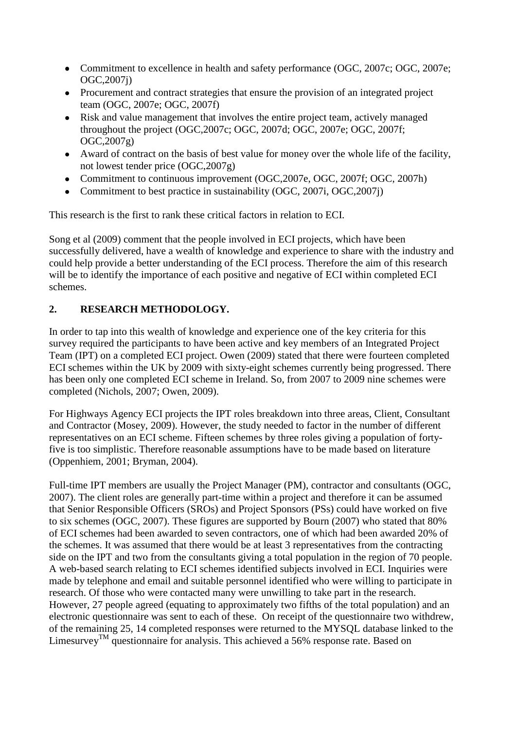- Commitment to excellence in health and safety performance (OGC, 2007c; OGC, 2007e; OGC,2007j)
- Procurement and contract strategies that ensure the provision of an integrated project team (OGC, 2007e; OGC, 2007f)
- Risk and value management that involves the entire project team, actively managed throughout the project (OGC,2007c; OGC, 2007d; OGC, 2007e; OGC, 2007f; OGC,2007g)
- Award of contract on the basis of best value for money over the whole life of the facility, not lowest tender price (OGC,2007g)
- Commitment to continuous improvement (OGC,2007e, OGC, 2007f; OGC, 2007h)
- Commitment to best practice in sustainability (OGC, 2007i, OGC,2007j)

This research is the first to rank these critical factors in relation to ECI.

Song et al (2009) comment that the people involved in ECI projects, which have been successfully delivered, have a wealth of knowledge and experience to share with the industry and could help provide a better understanding of the ECI process. Therefore the aim of this research will be to identify the importance of each positive and negative of ECI within completed ECI schemes.

## 2. RESEARCH METHODOLOGY.

In order to tap into this wealth of knowledge and experience one of the key criteria for this survey required the participants to have been active and key members of an Integrated Project Team (IPT) on a completed ECI project. Owen (2009) stated that there were fourteen completed ECI schemes within the UK by 2009 with sixty-eight schemes currently being progressed. There has been only one completed ECI scheme in Ireland. So, from 2007 to 2009 nine schemes were completed (Nichols, 2007; Owen, 2009).

For Highways Agency ECI projects the IPT roles breakdown into three areas, Client, Consultant and Contractor (Mosey, 2009). However, the study needed to factor in the number of different representatives on an ECI scheme. Fifteen schemes by three roles giving a population of forty-five is too simplistic. Therefore reasonable assumptions have to be made based on literature (Oppenhiem, 2001; Bryman, 2004).

Full-time IPT members are usually the Project Manager (PM), contractor and consultants (OGC, 2007). The client roles are generally part-time within a project and therefore it can be assumed that Senior Responsible Officers (SROs) and Project Sponsors (PSs) could have worked on five to six schemes (OGC, 2007). These figures are supported by Bourn (2007) who stated that 80% of ECI schemes had been awarded to seven contractors, one of which had been awarded 20% of the schemes. It was assumed that there would be at least 3 representatives from the contracting side on the IPT and two from the consultants giving a total population in the region of 70 people. A web-based search relating to ECI schemes identified subjects involved in ECI. Inquiries were made by telephone and email and suitable personnel identified who were willing to participate in research. Of those who were contacted many were unwilling to take part in the research. However, 27 people agreed (equating to approximately two fifths of the total population) and an electronic questionnaire was sent to each of these. On receipt of the questionnaire two withdrew, of the remaining 25, 14 completed responses were returned to the MYSQL database linked to the Limesurvey™ questionnaire for analysis. This achieved a 56% response rate. Based on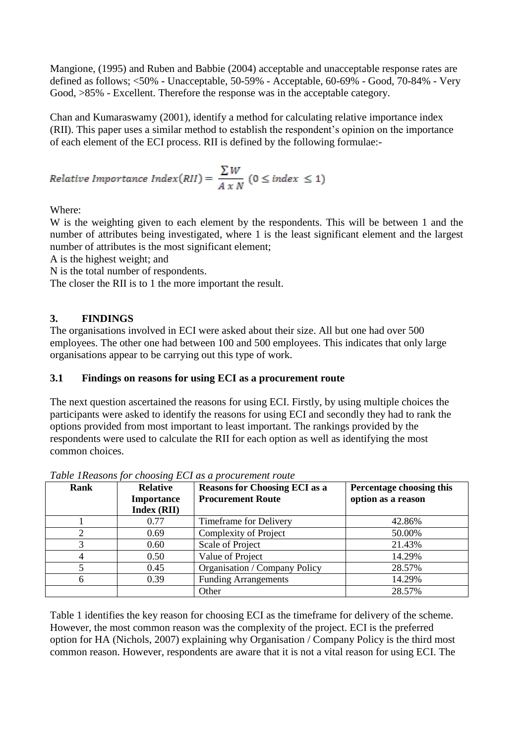Mangione, (1995) and Ruben and Babbie (2004) acceptable and unacceptable response rates are defined as follows; <50% - Unacceptable, 50-59% - Acceptable, 60-69% - Good, 70-84% - Very Good, >85% - Excellent. Therefore the response was in the acceptable category.

Chan and Kumaraswamy (2001), identify a method for calculating relative importance index (RII). This paper uses a similar method to establish the respondent's opinion on the importance of each element of the ECI process. RII is defined by the following formulae:-

$$Relative\ Importance\ Index(RII) = \frac{\sum W}{A \times N}\ (0 \leq index\ \leq 1)$$

Where:

W is the weighting given to each element by the respondents. This will be between 1 and the number of attributes being investigated, where 1 is the least significant element and the largest number of attributes is the most significant element;

A is the highest weight; and

N is the total number of respondents.

The closer the RII is to 1 the more important the result.

## 3. FINDINGS

The organisations involved in ECI were asked about their size. All but one had over 500 employees. The other one had between 100 and 500 employees. This indicates that only large organisations appear to be carrying out this type of work.

### 3.1 Findings on reasons for using ECI as a procurement route

The next question ascertained the reasons for using ECI. Firstly, by using multiple choices the participants were asked to identify the reasons for using ECI and secondly they had to rank the options provided from most important to least important. The rankings provided by the respondents were used to calculate the RII for each option as well as identifying the most common choices.

*Table 1Reasons for choosing ECI as a procurement route*

| Rank | Relative Importance Index (RII) | Reasons for Choosing ECI as a Procurement Route | Percentage choosing this option as a reason |
|---|---|---|---|
| 1 | 0.77 | Timeframe for Delivery | 42.86% |
| 2 | 0.69 | Complexity of Project | 50.00% |
| 3 | 0.60 | Scale of Project | 21.43% |
| 4 | 0.50 | Value of Project | 14.29% |
| 5 | 0.45 | Organisation / Company Policy | 28.57% |
| 6 | 0.39 | Funding Arrangements | 14.29% |
| | | Other | 28.57% |

Table 1 identifies the key reason for choosing ECI as the timeframe for delivery of the scheme. However, the most common reason was the complexity of the project. ECI is the preferred option for HA (Nichols, 2007) explaining why Organisation / Company Policy is the third most common reason. However, respondents are aware that it is not a vital reason for using ECI. The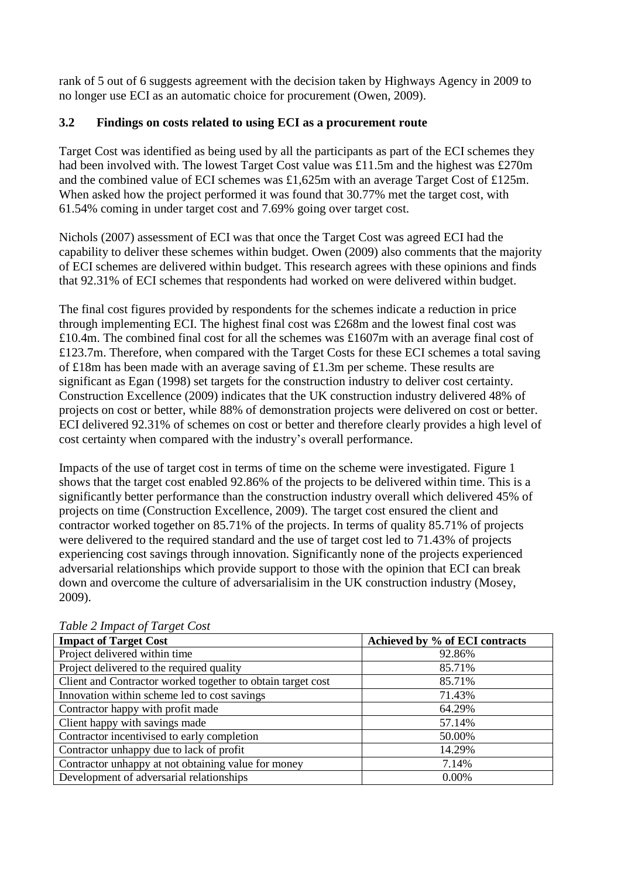rank of 5 out of 6 suggests agreement with the decision taken by Highways Agency in 2009 to no longer use ECI as an automatic choice for procurement (Owen, 2009).

### 3.2 Findings on costs related to using ECI as a procurement route

Target Cost was identified as being used by all the participants as part of the ECI schemes they had been involved with. The lowest Target Cost value was £11.5m and the highest was £270m and the combined value of ECI schemes was £1,625m with an average Target Cost of £125m. When asked how the project performed it was found that 30.77% met the target cost, with 61.54% coming in under target cost and 7.69% going over target cost.

Nichols (2007) assessment of ECI was that once the Target Cost was agreed ECI had the capability to deliver these schemes within budget. Owen (2009) also comments that the majority of ECI schemes are delivered within budget. This research agrees with these opinions and finds that 92.31% of ECI schemes that respondents had worked on were delivered within budget.

The final cost figures provided by respondents for the schemes indicate a reduction in price through implementing ECI. The highest final cost was £268m and the lowest final cost was £10.4m. The combined final cost for all the schemes was £1607m with an average final cost of £123.7m. Therefore, when compared with the Target Costs for these ECI schemes a total saving of £18m has been made with an average saving of £1.3m per scheme. These results are significant as Egan (1998) set targets for the construction industry to deliver cost certainty. Construction Excellence (2009) indicates that the UK construction industry delivered 48% of projects on cost or better, while 88% of demonstration projects were delivered on cost or better. ECI delivered 92.31% of schemes on cost or better and therefore clearly provides a high level of cost certainty when compared with the industry's overall performance.

Impacts of the use of target cost in terms of time on the scheme were investigated. Figure 1 shows that the target cost enabled 92.86% of the projects to be delivered within time. This is a significantly better performance than the construction industry overall which delivered 45% of projects on time (Construction Excellence, 2009). The target cost ensured the client and contractor worked together on 85.71% of the projects. In terms of quality 85.71% of projects were delivered to the required standard and the use of target cost led to 71.43% of projects experiencing cost savings through innovation. Significantly none of the projects experienced adversarial relationships which provide support to those with the opinion that ECI can break down and overcome the culture of adversarialisim in the UK construction industry (Mosey, 2009).

*Table 2 Impact of Target Cost*

| Impact of Target Cost | Achieved by % of ECI contracts |
|---|---|
| Project delivered within time | 92.86% |
| Project delivered to the required quality | 85.71% |
| Client and Contractor worked together to obtain target cost | 85.71% |
| Innovation within scheme led to cost savings | 71.43% |
| Contractor happy with profit made | 64.29% |
| Client happy with savings made | 57.14% |
| Contractor incentivised to early completion | 50.00% |
| Contractor unhappy due to lack of profit | 14.29% |
| Contractor unhappy at not obtaining value for money | 7.14% |
| Development of adversarial relationships | 0.00% |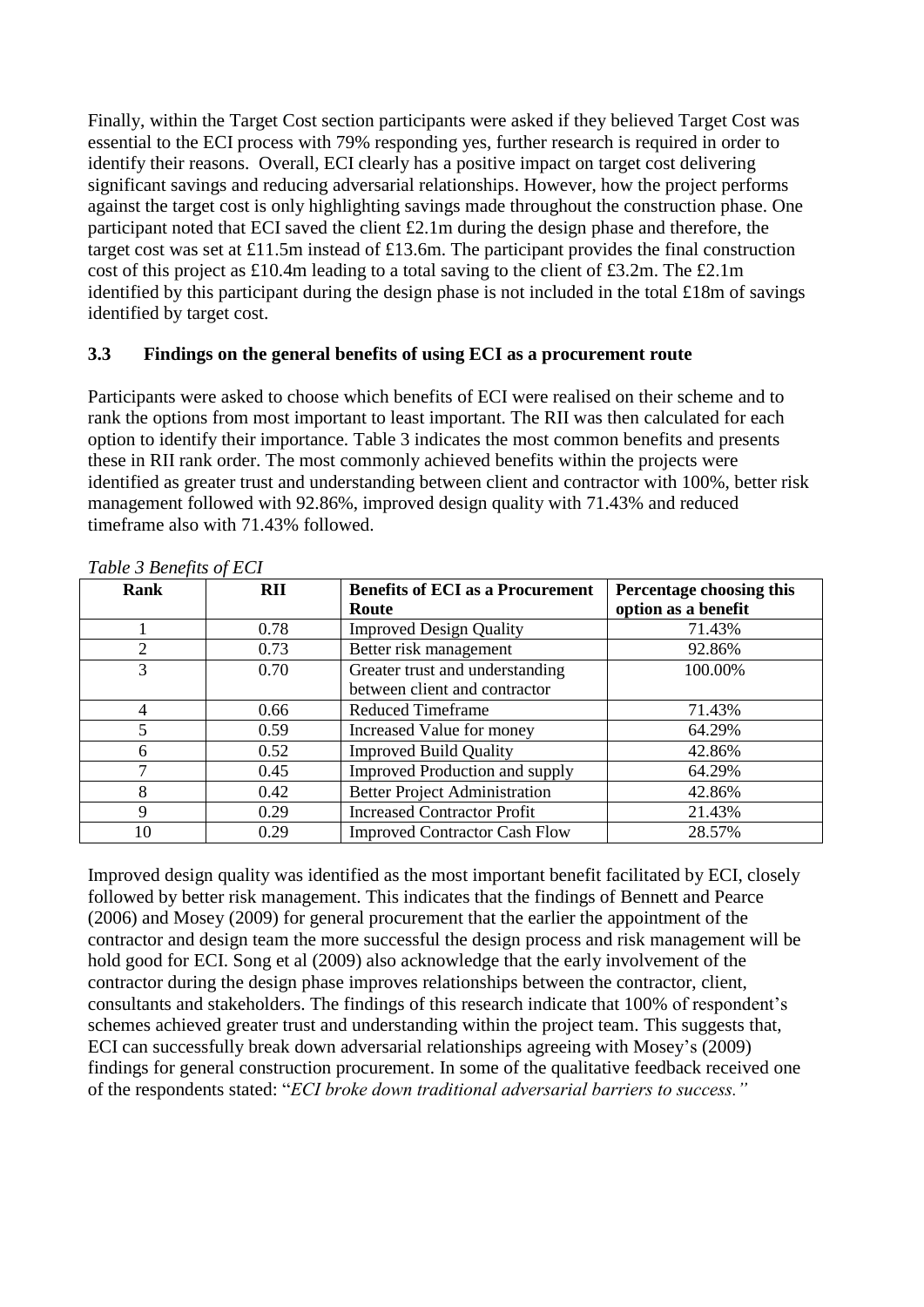Finally, within the Target Cost section participants were asked if they believed Target Cost was essential to the ECI process with 79% responding yes, further research is required in order to identify their reasons. Overall, ECI clearly has a positive impact on target cost delivering significant savings and reducing adversarial relationships. However, how the project performs against the target cost is only highlighting savings made throughout the construction phase. One participant noted that ECI saved the client £2.1m during the design phase and therefore, the target cost was set at £11.5m instead of £13.6m. The participant provides the final construction cost of this project as £10.4m leading to a total saving to the client of £3.2m. The £2.1m identified by this participant during the design phase is not included in the total £18m of savings identified by target cost.

### 3.3 Findings on the general benefits of using ECI as a procurement route

Participants were asked to choose which benefits of ECI were realised on their scheme and to rank the options from most important to least important. The RII was then calculated for each option to identify their importance. Table 3 indicates the most common benefits and presents these in RII rank order. The most commonly achieved benefits within the projects were identified as greater trust and understanding between client and contractor with 100%, better risk management followed with 92.86%, improved design quality with 71.43% and reduced timeframe also with 71.43% followed.

*Table 3 Benefits of ECI*

| Rank | RII | Benefits of ECI as a Procurement Route | Percentage choosing this option as a benefit |
|---|---|---|---|
| 1 | 0.78 | Improved Design Quality | 71.43% |
| 2 | 0.73 | Better risk management | 92.86% |
| 3 | 0.70 | Greater trust and understanding between client and contractor | 100.00% |
| 4 | 0.66 | Reduced Timeframe | 71.43% |
| 5 | 0.59 | Increased Value for money | 64.29% |
| 6 | 0.52 | Improved Build Quality | 42.86% |
| 7 | 0.45 | Improved Production and supply | 64.29% |
| 8 | 0.42 | Better Project Administration | 42.86% |
| 9 | 0.29 | Increased Contractor Profit | 21.43% |
| 10 | 0.29 | Improved Contractor Cash Flow | 28.57% |

Improved design quality was identified as the most important benefit facilitated by ECI, closely followed by better risk management. This indicates that the findings of Bennett and Pearce (2006) and Mosey (2009) for general procurement that the earlier the appointment of the contractor and design team the more successful the design process and risk management will be hold good for ECI. Song et al (2009) also acknowledge that the early involvement of the contractor during the design phase improves relationships between the contractor, client, consultants and stakeholders. The findings of this research indicate that 100% of respondent's schemes achieved greater trust and understanding within the project team. This suggests that, ECI can successfully break down adversarial relationships agreeing with Mosey's (2009) findings for general construction procurement. In some of the qualitative feedback received one of the respondents stated: "*ECI broke down traditional adversarial barriers to success.*"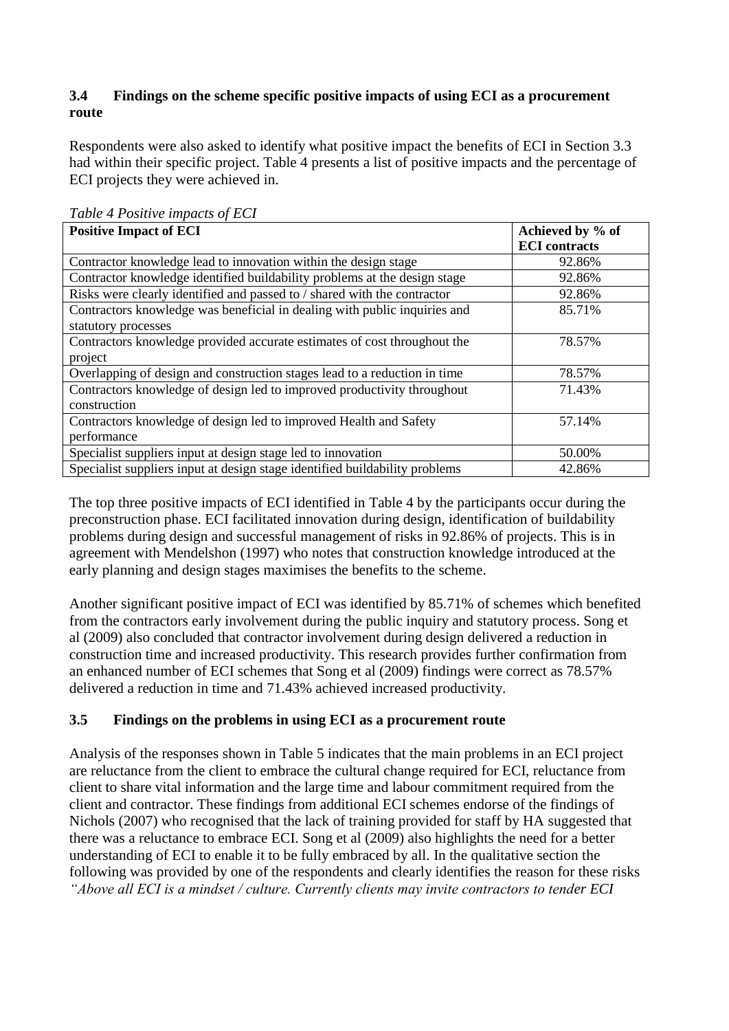### 3.4 Findings on the scheme specific positive impacts of using ECI as a procurement route

Respondents were also asked to identify what positive impact the benefits of ECI in Section 3.3 had within their specific project. Table 4 presents a list of positive impacts and the percentage of ECI projects they were achieved in.

*Table 4 Positive impacts of ECI*

| Positive Impact of ECI | Achieved by % of ECI contracts |
|---|---|
| Contractor knowledge lead to innovation within the design stage | 92.86% |
| Contractor knowledge identified buildability problems at the design stage | 92.86% |
| Risks were clearly identified and passed to / shared with the contractor | 92.86% |
| Contractors knowledge was beneficial in dealing with public inquiries and statutory processes | 85.71% |
| Contractors knowledge provided accurate estimates of cost throughout the project | 78.57% |
| Overlapping of design and construction stages lead to a reduction in time | 78.57% |
| Contractors knowledge of design led to improved productivity throughout construction | 71.43% |
| Contractors knowledge of design led to improved Health and Safety performance | 57.14% |
| Specialist suppliers input at design stage led to innovation | 50.00% |
| Specialist suppliers input at design stage identified buildability problems | 42.86% |

The top three positive impacts of ECI identified in Table 4 by the participants occur during the preconstruction phase. ECI facilitated innovation during design, identification of buildability problems during design and successful management of risks in 92.86% of projects. This is in agreement with Mendelshon (1997) who notes that construction knowledge introduced at the early planning and design stages maximises the benefits to the scheme.

Another significant positive impact of ECI was identified by 85.71% of schemes which benefited from the contractors early involvement during the public inquiry and statutory process. Song et al (2009) also concluded that contractor involvement during design delivered a reduction in construction time and increased productivity. This research provides further confirmation from an enhanced number of ECI schemes that Song et al (2009) findings were correct as 78.57% delivered a reduction in time and 71.43% achieved increased productivity.

### 3.5 Findings on the problems in using ECI as a procurement route

Analysis of the responses shown in Table 5 indicates that the main problems in an ECI project are reluctance from the client to embrace the cultural change required for ECI, reluctance from client to share vital information and the large time and labour commitment required from the client and contractor. These findings from additional ECI schemes endorse of the findings of Nichols (2007) who recognised that the lack of training provided for staff by HA suggested that there was a reluctance to embrace ECI. Song et al (2009) also highlights the need for a better understanding of ECI to enable it to be fully embraced by all. In the qualitative section the following was provided by one of the respondents and clearly identifies the reason for these risks *"Above all ECI is a mindset / culture. Currently clients may invite contractors to tender ECI*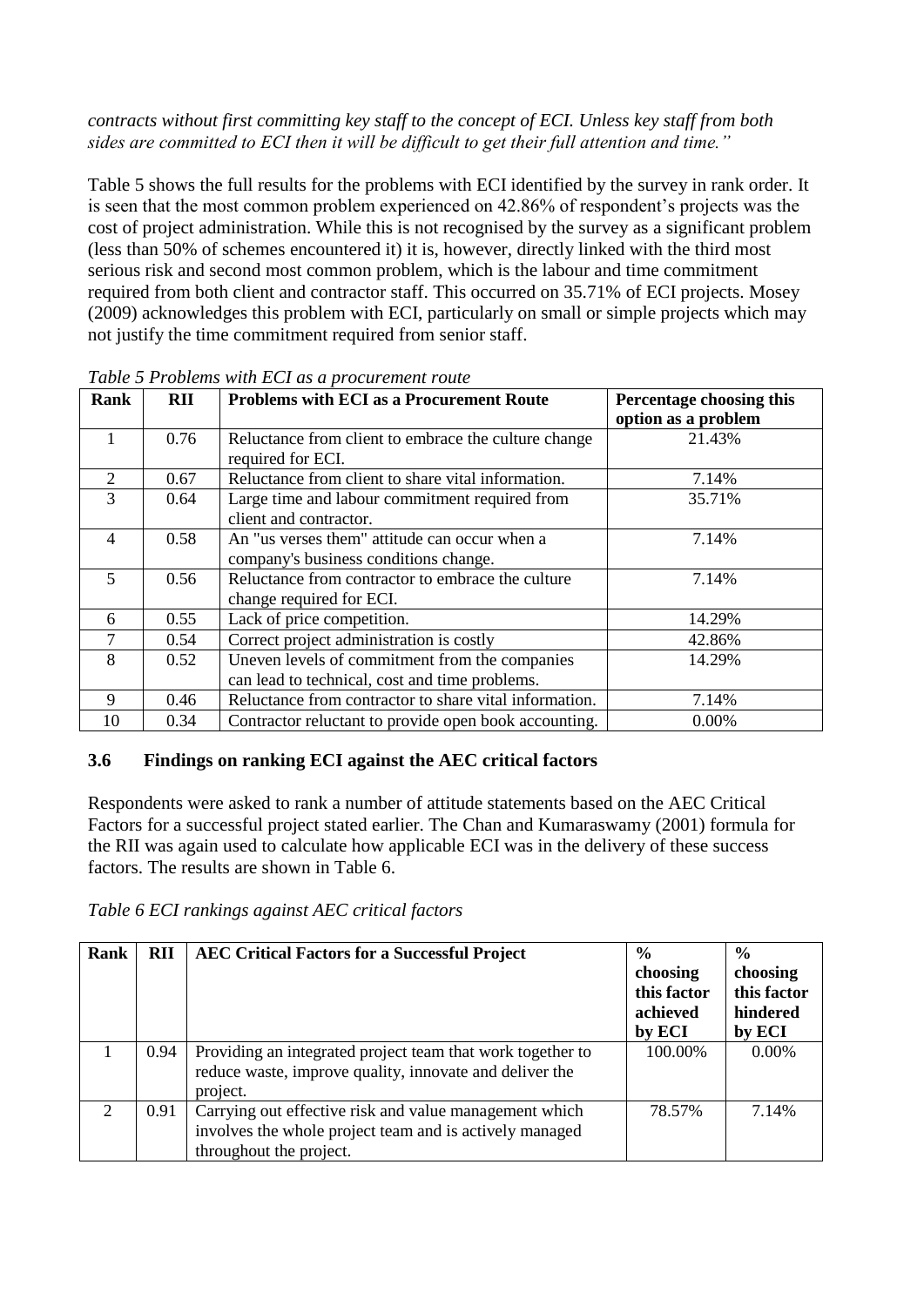*contracts without first committing key staff to the concept of ECI. Unless key staff from both sides are committed to ECI then it will be difficult to get their full attention and time."*

Table 5 shows the full results for the problems with ECI identified by the survey in rank order. It is seen that the most common problem experienced on 42.86% of respondent's projects was the cost of project administration. While this is not recognised by the survey as a significant problem (less than 50% of schemes encountered it) it is, however, directly linked with the third most serious risk and second most common problem, which is the labour and time commitment required from both client and contractor staff. This occurred on 35.71% of ECI projects. Mosey (2009) acknowledges this problem with ECI, particularly on small or simple projects which may not justify the time commitment required from senior staff.

*Table 5 Problems with ECI as a procurement route*

| Rank | RII | Problems with ECI as a Procurement Route | Percentage choosing this option as a problem |
|---|---|---|---|
| 1 | 0.76 | Reluctance from client to embrace the culture change required for ECI. | 21.43% |
| 2 | 0.67 | Reluctance from client to share vital information. | 7.14% |
| 3 | 0.64 | Large time and labour commitment required from client and contractor. | 35.71% |
| 4 | 0.58 | An "us verses them" attitude can occur when a company's business conditions change. | 7.14% |
| 5 | 0.56 | Reluctance from contractor to embrace the culture change required for ECI. | 7.14% |
| 6 | 0.55 | Lack of price competition. | 14.29% |
| 7 | 0.54 | Correct project administration is costly | 42.86% |
| 8 | 0.52 | Uneven levels of commitment from the companies can lead to technical, cost and time problems. | 14.29% |
| 9 | 0.46 | Reluctance from contractor to share vital information. | 7.14% |
| 10 | 0.34 | Contractor reluctant to provide open book accounting. | 0.00% |

### 3.6 Findings on ranking ECI against the AEC critical factors

Respondents were asked to rank a number of attitude statements based on the AEC Critical Factors for a successful project stated earlier. The Chan and Kumaraswamy (2001) formula for the RII was again used to calculate how applicable ECI was in the delivery of these success factors. The results are shown in Table 6.

*Table 6 ECI rankings against AEC critical factors*

| Rank | RII | AEC Critical Factors for a Successful Project | % choosing this factor achieved by ECI | % choosing this factor hindered by ECI |
|---|---|---|---|---|
| 1 | 0.94 | Providing an integrated project team that work together to reduce waste, improve quality, innovate and deliver the project. | 100.00% | 0.00% |
| 2 | 0.91 | Carrying out effective risk and value management which involves the whole project team and is actively managed throughout the project. | 78.57% | 7.14% |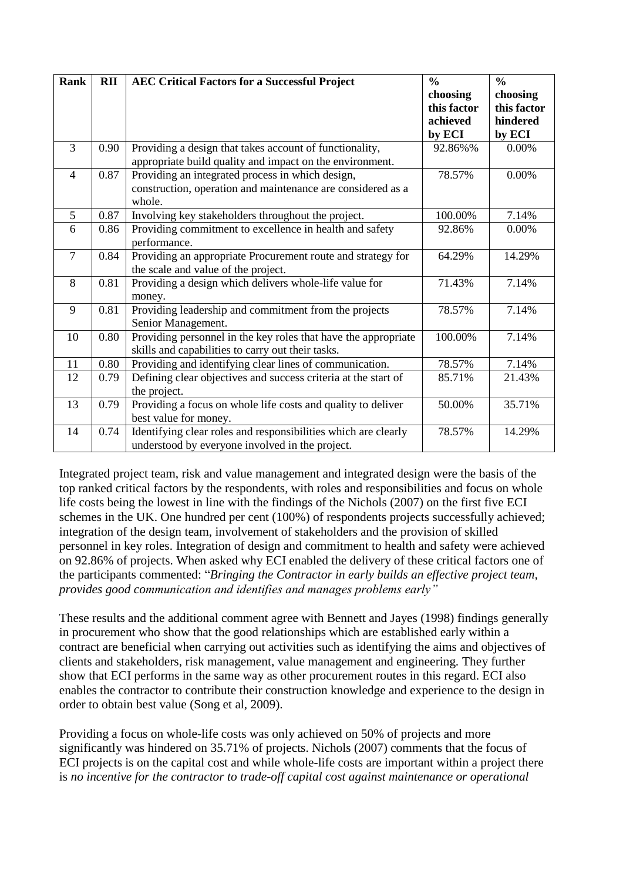| Rank | RII | AEC Critical Factors for a Successful Project | % choosing this factor achieved by ECI | % choosing this factor hindered by ECI |
|---|---|---|---|---|
| 3 | 0.90 | Providing a design that takes account of functionality, appropriate build quality and impact on the environment. | 92.86%% | 0.00% |
| 4 | 0.87 | Providing an integrated process in which design, construction, operation and maintenance are considered as a whole. | 78.57% | 0.00% |
| 5 | 0.87 | Involving key stakeholders throughout the project. | 100.00% | 7.14% |
| 6 | 0.86 | Providing commitment to excellence in health and safety performance. | 92.86% | 0.00% |
| 7 | 0.84 | Providing an appropriate Procurement route and strategy for the scale and value of the project. | 64.29% | 14.29% |
| 8 | 0.81 | Providing a design which delivers whole-life value for money. | 71.43% | 7.14% |
| 9 | 0.81 | Providing leadership and commitment from the projects Senior Management. | 78.57% | 7.14% |
| 10 | 0.80 | Providing personnel in the key roles that have the appropriate skills and capabilities to carry out their tasks. | 100.00% | 7.14% |
| 11 | 0.80 | Providing and identifying clear lines of communication. | 78.57% | 7.14% |
| 12 | 0.79 | Defining clear objectives and success criteria at the start of the project. | 85.71% | 21.43% |
| 13 | 0.79 | Providing a focus on whole life costs and quality to deliver best value for money. | 50.00% | 35.71% |
| 14 | 0.74 | Identifying clear roles and responsibilities which are clearly understood by everyone involved in the project. | 78.57% | 14.29% |

Integrated project team, risk and value management and integrated design were the basis of the top ranked critical factors by the respondents, with roles and responsibilities and focus on whole life costs being the lowest in line with the findings of the Nichols (2007) on the first five ECI schemes in the UK. One hundred per cent (100%) of respondents projects successfully achieved; integration of the design team, involvement of stakeholders and the provision of skilled personnel in key roles. Integration of design and commitment to health and safety were achieved on 92.86% of projects. When asked why ECI enabled the delivery of these critical factors one of the participants commented: "*Bringing the Contractor in early builds an effective project team, provides good communication and identifies and manages problems early"*

These results and the additional comment agree with Bennett and Jayes (1998) findings generally in procurement who show that the good relationships which are established early within a contract are beneficial when carrying out activities such as identifying the aims and objectives of clients and stakeholders, risk management, value management and engineering. They further show that ECI performs in the same way as other procurement routes in this regard. ECI also enables the contractor to contribute their construction knowledge and experience to the design in order to obtain best value (Song et al, 2009).

Providing a focus on whole-life costs was only achieved on 50% of projects and more significantly was hindered on 35.71% of projects. Nichols (2007) comments that the focus of ECI projects is on the capital cost and while whole-life costs are important within a project there is *no incentive for the contractor to trade-off capital cost against maintenance or operational*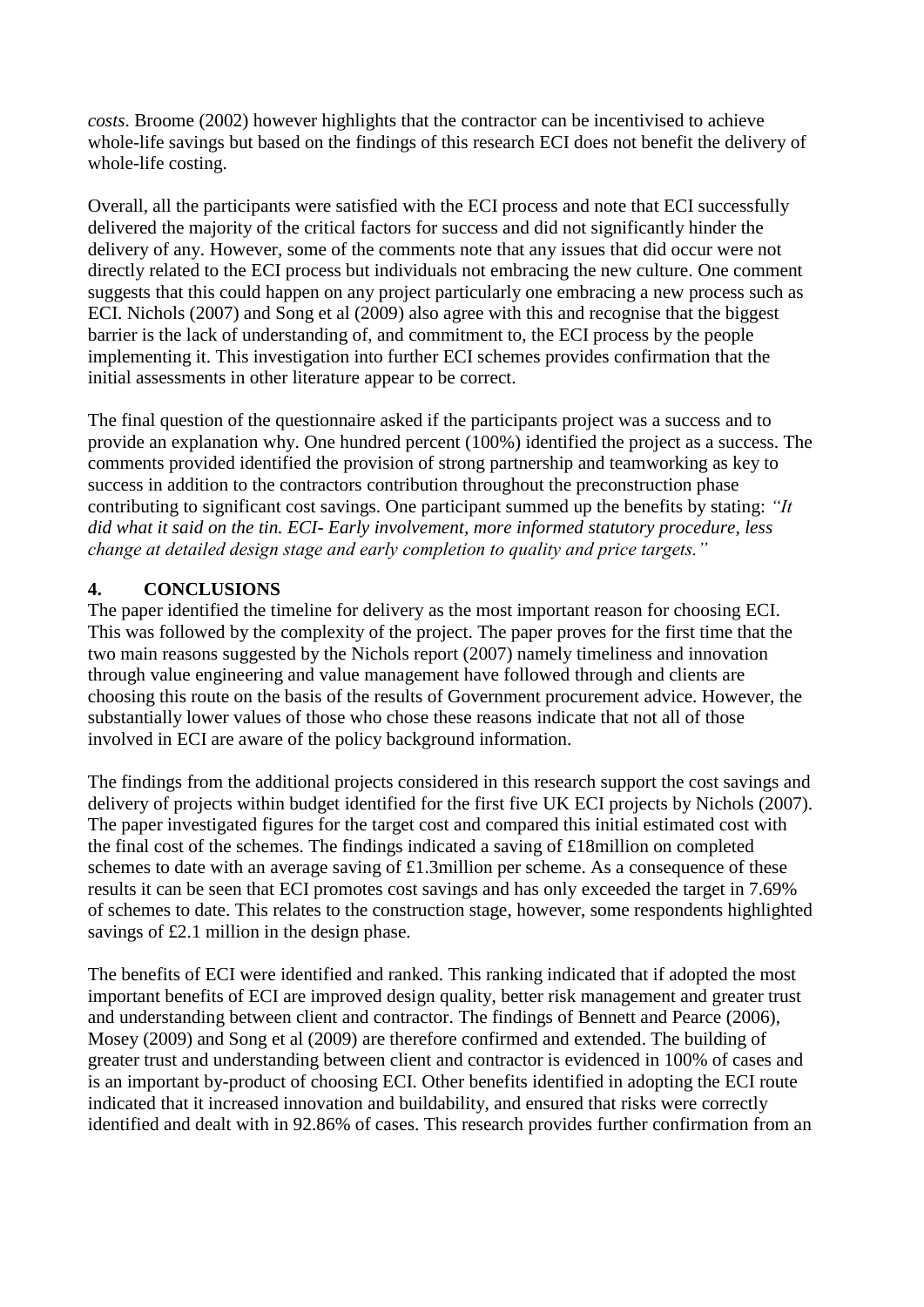*costs*. Broome (2002) however highlights that the contractor can be incentivised to achieve whole-life savings but based on the findings of this research ECI does not benefit the delivery of whole-life costing.

Overall, all the participants were satisfied with the ECI process and note that ECI successfully delivered the majority of the critical factors for success and did not significantly hinder the delivery of any. However, some of the comments note that any issues that did occur were not directly related to the ECI process but individuals not embracing the new culture. One comment suggests that this could happen on any project particularly one embracing a new process such as ECI. Nichols (2007) and Song et al (2009) also agree with this and recognise that the biggest barrier is the lack of understanding of, and commitment to, the ECI process by the people implementing it. This investigation into further ECI schemes provides confirmation that the initial assessments in other literature appear to be correct.

The final question of the questionnaire asked if the participants project was a success and to provide an explanation why. One hundred percent (100%) identified the project as a success. The comments provided identified the provision of strong partnership and teamworking as key to success in addition to the contractors contribution throughout the preconstruction phase contributing to significant cost savings. One participant summed up the benefits by stating: *"It did what it said on the tin. ECI- Early involvement, more informed statutory procedure, less change at detailed design stage and early completion to quality and price targets."*

## 4. CONCLUSIONS

The paper identified the timeline for delivery as the most important reason for choosing ECI. This was followed by the complexity of the project. The paper proves for the first time that the two main reasons suggested by the Nichols report (2007) namely timeliness and innovation through value engineering and value management have followed through and clients are choosing this route on the basis of the results of Government procurement advice. However, the substantially lower values of those who chose these reasons indicate that not all of those involved in ECI are aware of the policy background information.

The findings from the additional projects considered in this research support the cost savings and delivery of projects within budget identified for the first five UK ECI projects by Nichols (2007). The paper investigated figures for the target cost and compared this initial estimated cost with the final cost of the schemes. The findings indicated a saving of £18million on completed schemes to date with an average saving of £1.3million per scheme. As a consequence of these results it can be seen that ECI promotes cost savings and has only exceeded the target in 7.69% of schemes to date. This relates to the construction stage, however, some respondents highlighted savings of £2.1 million in the design phase.

The benefits of ECI were identified and ranked. This ranking indicated that if adopted the most important benefits of ECI are improved design quality, better risk management and greater trust and understanding between client and contractor. The findings of Bennett and Pearce (2006), Mosey (2009) and Song et al (2009) are therefore confirmed and extended. The building of greater trust and understanding between client and contractor is evidenced in 100% of cases and is an important by-product of choosing ECI. Other benefits identified in adopting the ECI route indicated that it increased innovation and buildability, and ensured that risks were correctly identified and dealt with in 92.86% of cases. This research provides further confirmation from an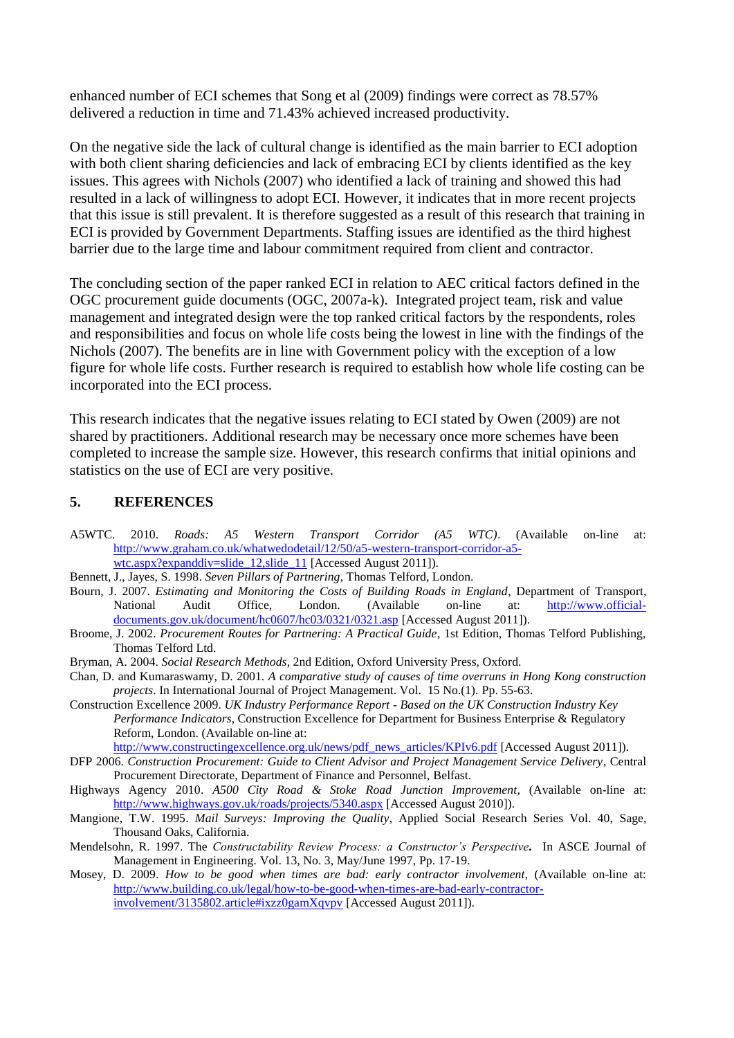enhanced number of ECI schemes that Song et al (2009) findings were correct as 78.57% delivered a reduction in time and 71.43% achieved increased productivity.

On the negative side the lack of cultural change is identified as the main barrier to ECI adoption with both client sharing deficiencies and lack of embracing ECI by clients identified as the key issues. This agrees with Nichols (2007) who identified a lack of training and showed this had resulted in a lack of willingness to adopt ECI. However, it indicates that in more recent projects that this issue is still prevalent. It is therefore suggested as a result of this research that training in ECI is provided by Government Departments. Staffing issues are identified as the third highest barrier due to the large time and labour commitment required from client and contractor.

The concluding section of the paper ranked ECI in relation to AEC critical factors defined in the OGC procurement guide documents (OGC, 2007a-k). Integrated project team, risk and value management and integrated design were the top ranked critical factors by the respondents, roles and responsibilities and focus on whole life costs being the lowest in line with the findings of the Nichols (2007). The benefits are in line with Government policy with the exception of a low figure for whole life costs. Further research is required to establish how whole life costing can be incorporated into the ECI process.

This research indicates that the negative issues relating to ECI stated by Owen (2009) are not shared by practitioners. Additional research may be necessary once more schemes have been completed to increase the sample size. However, this research confirms that initial opinions and statistics on the use of ECI are very positive.

## 5. REFERENCES

A5WTC. 2010. *Roads: A5 Western Transport Corridor (A5 WTC)*. (Available on-line at: http://www.graham.co.uk/whatwedodetail/12/50/a5-western-transport-corridor-a5-wtc.aspx?expanddiv=slide_12,slide_11 [Accessed August 2011]).

Bennett, J., Jayes, S. 1998. *Seven Pillars of Partnering*, Thomas Telford, London.

Bourn, J. 2007. *Estimating and Monitoring the Costs of Building Roads in England*, Department of Transport, National Audit Office, London. (Available on-line at: http://www.official-documents.gov.uk/document/hc0607/hc03/0321/0321.asp [Accessed August 2011]).

Broome, J. 2002. *Procurement Routes for Partnering: A Practical Guide*, 1st Edition, Thomas Telford Publishing, Thomas Telford Ltd.

Bryman, A. 2004. *Social Research Methods*, 2nd Edition, Oxford University Press, Oxford.

Chan, D. and Kumaraswamy, D. 2001. *A comparative study of causes of time overruns in Hong Kong construction projects*. In International Journal of Project Management. Vol. 15 No.(1). Pp. 55-63.

Construction Excellence 2009. *UK Industry Performance Report - Based on the UK Construction Industry Key Performance Indicators*, Construction Excellence for Department for Business Enterprise & Regulatory Reform, London. (Available on-line at: http://www.constructingexcellence.org.uk/news/pdf_news_articles/KPIv6.pdf [Accessed August 2011]).

DFP 2006. *Construction Procurement: Guide to Client Advisor and Project Management Service Delivery*, Central Procurement Directorate, Department of Finance and Personnel, Belfast.

Highways Agency 2010. *A500 City Road & Stoke Road Junction Improvement*, (Available on-line at: http://www.highways.gov.uk/roads/projects/5340.aspx [Accessed August 2010]).

Mangione, T.W. 1995. *Mail Surveys: Improving the Quality*, Applied Social Research Series Vol. 40, Sage, Thousand Oaks, California.

Mendelsohn, R. 1997. The *Constructability Review Process: a Constructor's Perspective*. In ASCE Journal of Management in Engineering. Vol. 13, No. 3, May/June 1997, Pp. 17-19.

Mosey, D. 2009. *How to be good when times are bad: early contractor involvement*, (Available on-line at: http://www.building.co.uk/legal/how-to-be-good-when-times-are-bad-early-contractor-involvement/3135802.article#ixzz0gamXqvpv [Accessed August 2011]).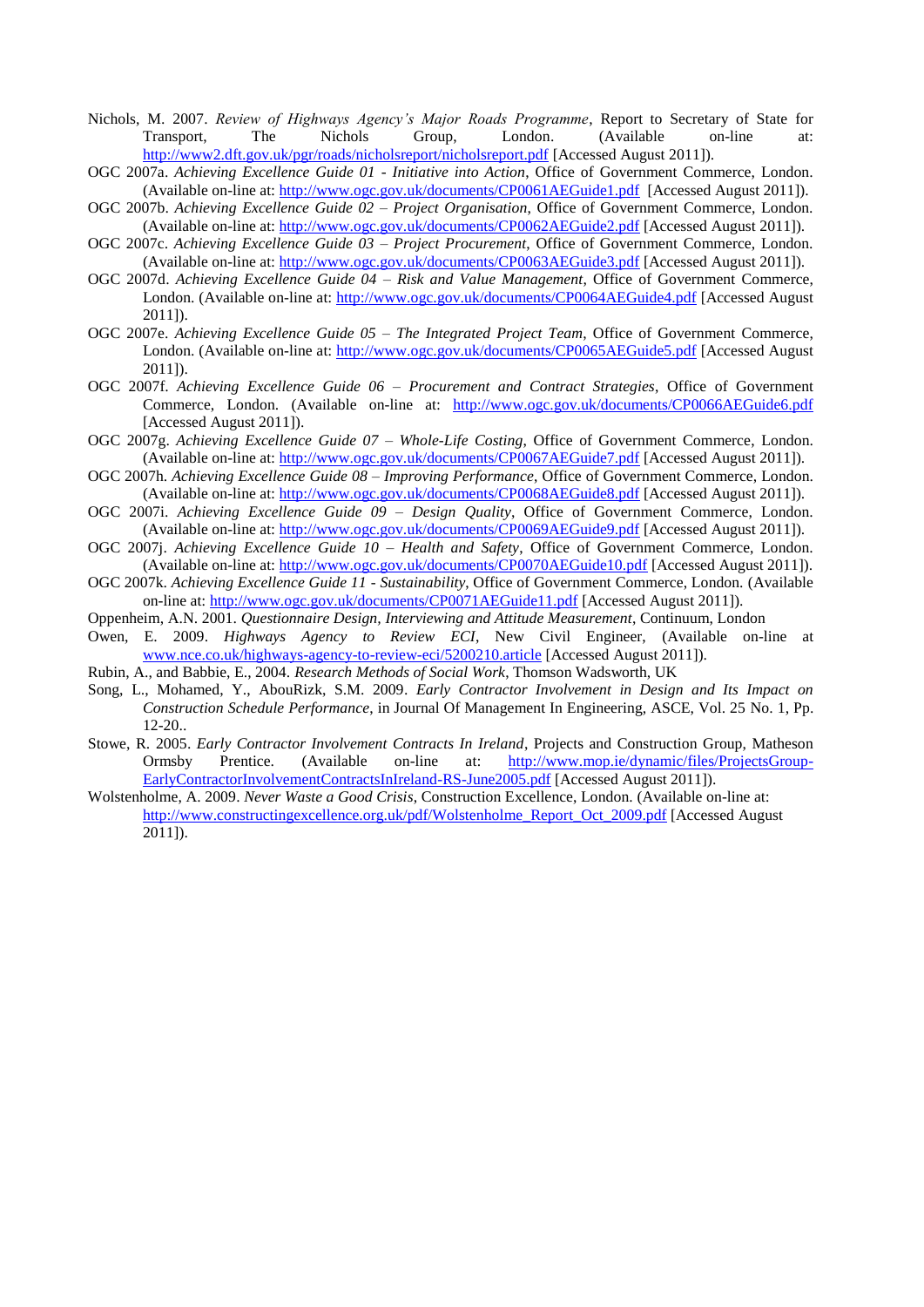Nichols, M. 2007. *Review of Highways Agency's Major Roads Programme*, Report to Secretary of State for Transport, The Nichols Group, London. (Available on-line at: http://www2.dft.gov.uk/pgr/roads/nicholsreport/nicholsreport.pdf [Accessed August 2011]).

OGC 2007a. *Achieving Excellence Guide 01 - Initiative into Action*, Office of Government Commerce, London. (Available on-line at: http://www.ogc.gov.uk/documents/CP0061AEGuide1.pdf [Accessed August 2011]).

OGC 2007b. *Achieving Excellence Guide 02 – Project Organisation*, Office of Government Commerce, London. (Available on-line at: http://www.ogc.gov.uk/documents/CP0062AEGuide2.pdf [Accessed August 2011]).

OGC 2007c. *Achieving Excellence Guide 03 – Project Procurement*, Office of Government Commerce, London. (Available on-line at: http://www.ogc.gov.uk/documents/CP0063AEGuide3.pdf [Accessed August 2011]).

OGC 2007d. *Achieving Excellence Guide 04 – Risk and Value Management*, Office of Government Commerce, London. (Available on-line at: http://www.ogc.gov.uk/documents/CP0064AEGuide4.pdf [Accessed August 2011]).

OGC 2007e. *Achieving Excellence Guide 05 – The Integrated Project Team*, Office of Government Commerce, London. (Available on-line at: http://www.ogc.gov.uk/documents/CP0065AEGuide5.pdf [Accessed August 2011]).

OGC 2007f. *Achieving Excellence Guide 06 – Procurement and Contract Strategies*, Office of Government Commerce, London. (Available on-line at: http://www.ogc.gov.uk/documents/CP0066AEGuide6.pdf [Accessed August 2011]).

OGC 2007g. *Achieving Excellence Guide 07 – Whole-Life Costing*, Office of Government Commerce, London. (Available on-line at: http://www.ogc.gov.uk/documents/CP0067AEGuide7.pdf [Accessed August 2011]).

OGC 2007h. *Achieving Excellence Guide 08 – Improving Performance*, Office of Government Commerce, London. (Available on-line at: http://www.ogc.gov.uk/documents/CP0068AEGuide8.pdf [Accessed August 2011]).

OGC 2007i. *Achieving Excellence Guide 09 – Design Quality*, Office of Government Commerce, London. (Available on-line at: http://www.ogc.gov.uk/documents/CP0069AEGuide9.pdf [Accessed August 2011]).

OGC 2007j. *Achieving Excellence Guide 10 – Health and Safety*, Office of Government Commerce, London. (Available on-line at: http://www.ogc.gov.uk/documents/CP0070AEGuide10.pdf [Accessed August 2011]).

OGC 2007k. *Achieving Excellence Guide 11 - Sustainability*, Office of Government Commerce, London. (Available on-line at: http://www.ogc.gov.uk/documents/CP0071AEGuide11.pdf [Accessed August 2011]).

Oppenheim, A.N. 2001. *Questionnaire Design, Interviewing and Attitude Measurement*, Continuum, London

Owen, E. 2009. *Highways Agency to Review ECI*, New Civil Engineer, (Available on-line at www.nce.co.uk/highways-agency-to-review-eci/5200210.article [Accessed August 2011]).

Rubin, A., and Babbie, E., 2004. *Research Methods of Social Work*, Thomson Wadsworth, UK

Song, L., Mohamed, Y., AbouRizk, S.M. 2009. *Early Contractor Involvement in Design and Its Impact on Construction Schedule Performance*, in Journal Of Management In Engineering, ASCE, Vol. 25 No. 1, Pp. 12-20..

Stowe, R. 2005. *Early Contractor Involvement Contracts In Ireland*, Projects and Construction Group, Matheson Ormsby Prentice. (Available on-line at: http://www.mop.ie/dynamic/files/ProjectsGroup-EarlyContractorInvolvementContractsInIreland-RS-June2005.pdf [Accessed August 2011]).

Wolstenholme, A. 2009. *Never Waste a Good Crisis*, Construction Excellence, London. (Available on-line at: http://www.constructingexcellence.org.uk/pdf/Wolstenholme_Report_Oct_2009.pdf [Accessed August 2011]).